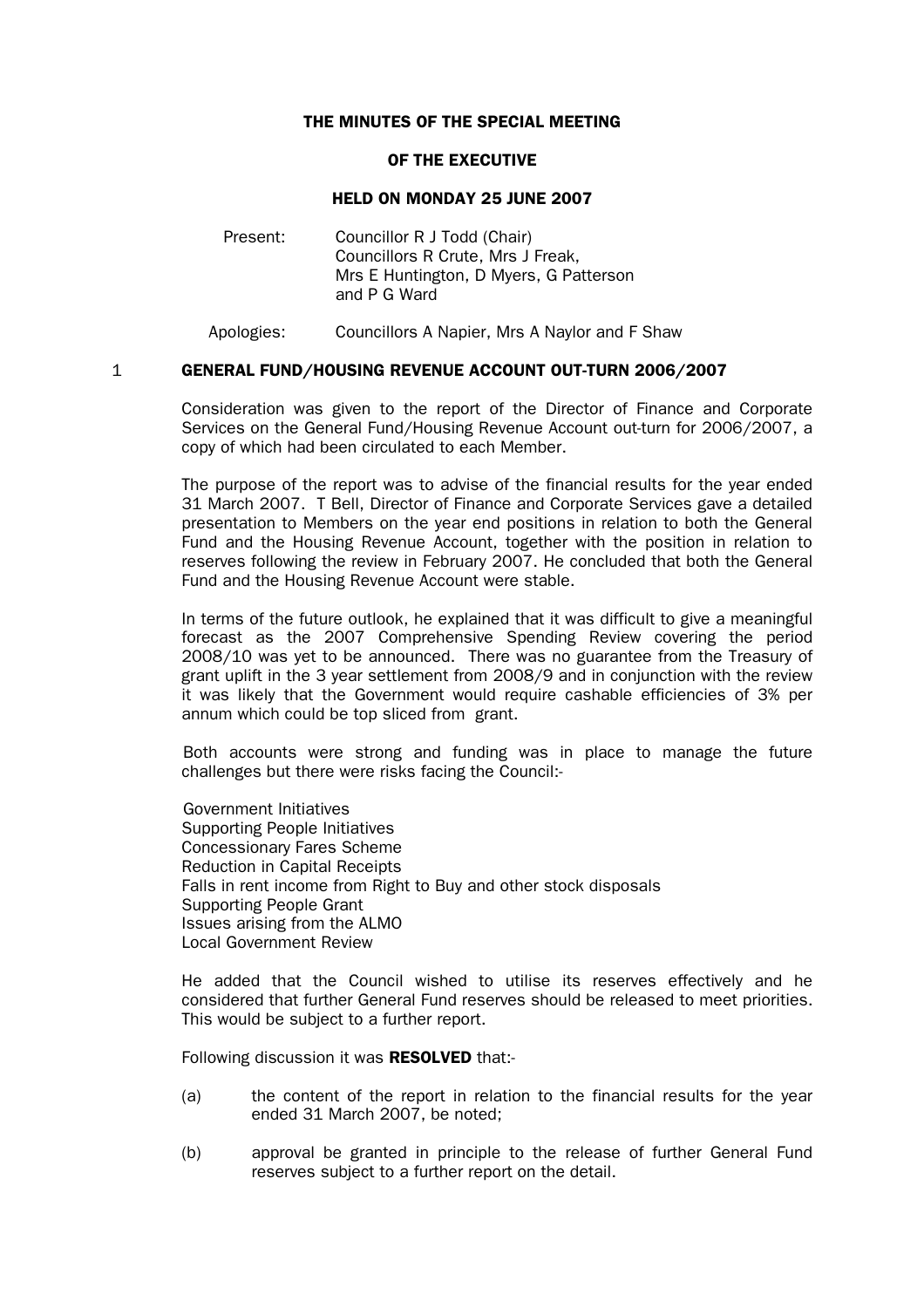# THE MINUTES OF THE SPECIAL MEETING

## OF THE EXECUTIVE

## HELD ON MONDAY 25 JUNE 2007

Present: Councillor R J Todd (Chair)
Councillors R Crute, Mrs J Freak, Mrs E Huntington, D Myers, G Patterson and P G Ward

Apologies: Councillors A Napier, Mrs A Naylor and F Shaw

### 1 GENERAL FUND/HOUSING REVENUE ACCOUNT OUT-TURN 2006/2007

Consideration was given to the report of the Director of Finance and Corporate Services on the General Fund/Housing Revenue Account out-turn for 2006/2007, a copy of which had been circulated to each Member.

The purpose of the report was to advise of the financial results for the year ended 31 March 2007. T Bell, Director of Finance and Corporate Services gave a detailed presentation to Members on the year end positions in relation to both the General Fund and the Housing Revenue Account, together with the position in relation to reserves following the review in February 2007. He concluded that both the General Fund and the Housing Revenue Account were stable.

In terms of the future outlook, he explained that it was difficult to give a meaningful forecast as the 2007 Comprehensive Spending Review covering the period 2008/10 was yet to be announced. There was no guarantee from the Treasury of grant uplift in the 3 year settlement from 2008/9 and in conjunction with the review it was likely that the Government would require cashable efficiencies of 3% per annum which could be top sliced from grant.

Both accounts were strong and funding was in place to manage the future challenges but there were risks facing the Council:-

Government Initiatives
Supporting People Initiatives
Concessionary Fares Scheme
Reduction in Capital Receipts
Falls in rent income from Right to Buy and other stock disposals
Supporting People Grant
Issues arising from the ALMO
Local Government Review

He added that the Council wished to utilise its reserves effectively and he considered that further General Fund reserves should be released to meet priorities. This would be subject to a further report.

Following discussion it was **RESOLVED** that:-

(a) the content of the report in relation to the financial results for the year ended 31 March 2007, be noted;

(b) approval be granted in principle to the release of further General Fund reserves subject to a further report on the detail.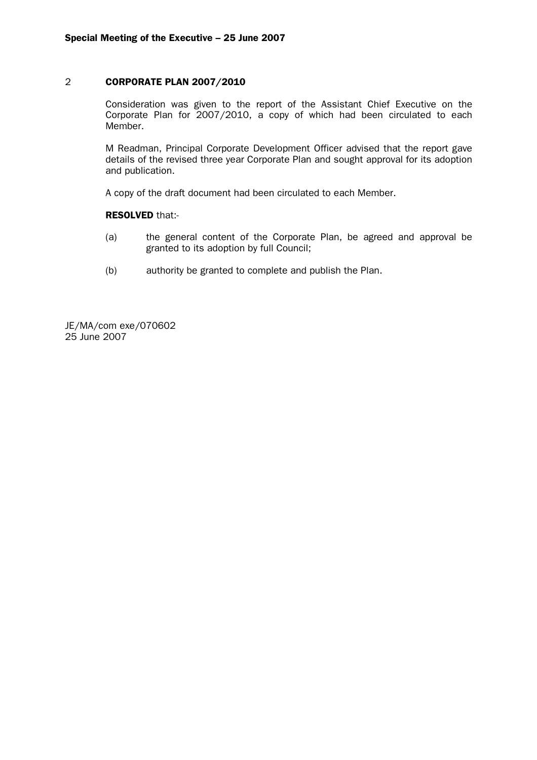## 2 CORPORATE PLAN 2007/2010

Consideration was given to the report of the Assistant Chief Executive on the Corporate Plan for 2007/2010, a copy of which had been circulated to each Member.

M Readman, Principal Corporate Development Officer advised that the report gave details of the revised three year Corporate Plan and sought approval for its adoption and publication.

A copy of the draft document had been circulated to each Member.

**RESOLVED** that:-

(a) the general content of the Corporate Plan, be agreed and approval be granted to its adoption by full Council;

(b) authority be granted to complete and publish the Plan.

JE/MA/com exe/070602
25 June 2007